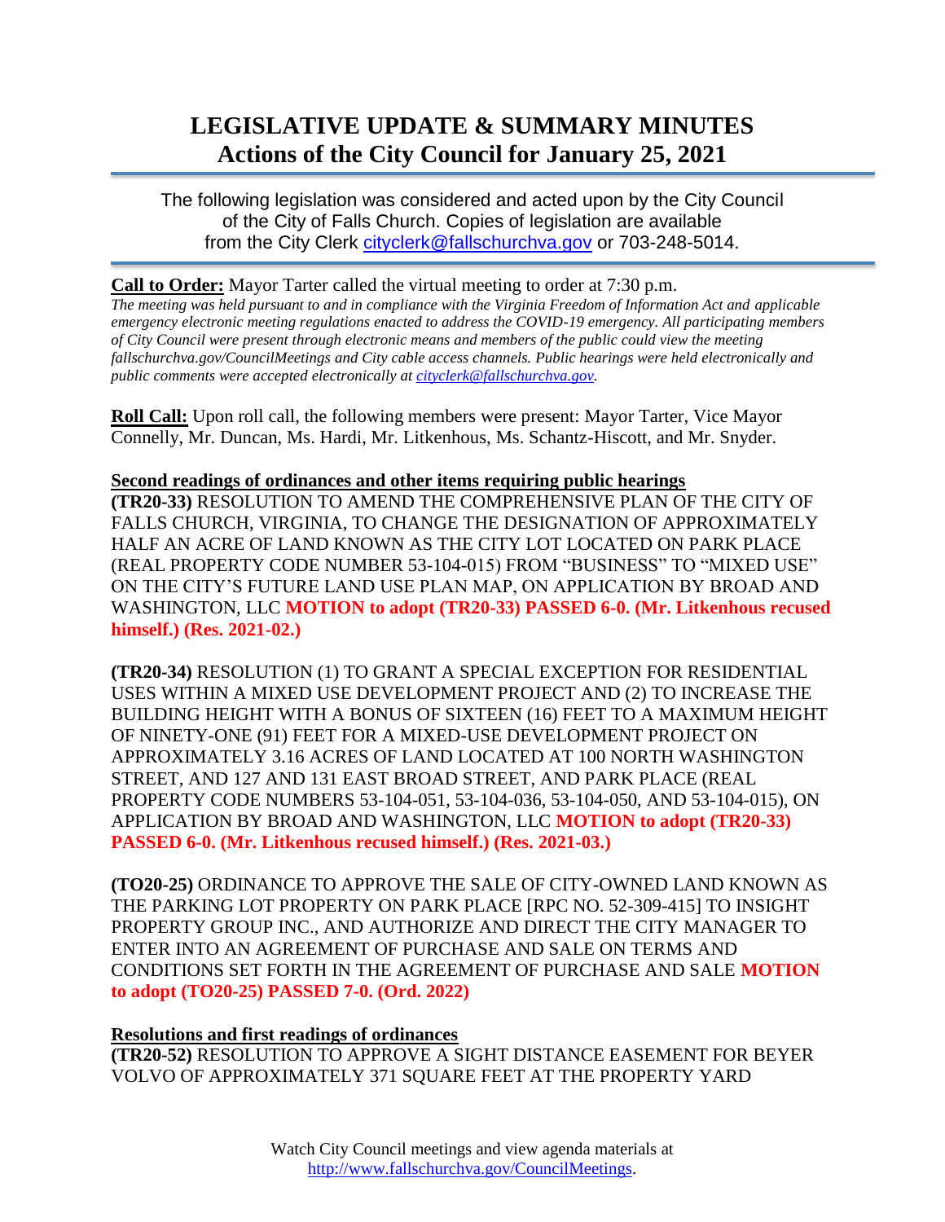# LEGISLATIVE UPDATE & SUMMARY MINUTES
## Actions of the City Council for January 25, 2021

The following legislation was considered and acted upon by the City Council of the City of Falls Church. Copies of legislation are available from the City Clerk cityclerk@fallschurchva.gov or 703-248-5014.

**Call to Order:** Mayor Tarter called the virtual meeting to order at 7:30 p.m.

*The meeting was held pursuant to and in compliance with the Virginia Freedom of Information Act and applicable emergency electronic meeting regulations enacted to address the COVID-19 emergency. All participating members of City Council were present through electronic means and members of the public could view the meeting fallschurchva.gov/CouncilMeetings and City cable access channels. Public hearings were held electronically and public comments were accepted electronically at cityclerk@fallschurchva.gov.*

**Roll Call:** Upon roll call, the following members were present: Mayor Tarter, Vice Mayor Connelly, Mr. Duncan, Ms. Hardi, Mr. Litkenhous, Ms. Schantz-Hiscott, and Mr. Snyder.

**Second readings of ordinances and other items requiring public hearings**

**(TR20-33)** RESOLUTION TO AMEND THE COMPREHENSIVE PLAN OF THE CITY OF FALLS CHURCH, VIRGINIA, TO CHANGE THE DESIGNATION OF APPROXIMATELY HALF AN ACRE OF LAND KNOWN AS THE CITY LOT LOCATED ON PARK PLACE (REAL PROPERTY CODE NUMBER 53-104-015) FROM "BUSINESS" TO "MIXED USE" ON THE CITY'S FUTURE LAND USE PLAN MAP, ON APPLICATION BY BROAD AND WASHINGTON, LLC **MOTION to adopt (TR20-33) PASSED 6-0. (Mr. Litkenhous recused himself.) (Res. 2021-02.)**

**(TR20-34)** RESOLUTION (1) TO GRANT A SPECIAL EXCEPTION FOR RESIDENTIAL USES WITHIN A MIXED USE DEVELOPMENT PROJECT AND (2) TO INCREASE THE BUILDING HEIGHT WITH A BONUS OF SIXTEEN (16) FEET TO A MAXIMUM HEIGHT OF NINETY-ONE (91) FEET FOR A MIXED-USE DEVELOPMENT PROJECT ON APPROXIMATELY 3.16 ACRES OF LAND LOCATED AT 100 NORTH WASHINGTON STREET, AND 127 AND 131 EAST BROAD STREET, AND PARK PLACE (REAL PROPERTY CODE NUMBERS 53-104-051, 53-104-036, 53-104-050, AND 53-104-015), ON APPLICATION BY BROAD AND WASHINGTON, LLC **MOTION to adopt (TR20-33) PASSED 6-0. (Mr. Litkenhous recused himself.) (Res. 2021-03.)**

**(TO20-25)** ORDINANCE TO APPROVE THE SALE OF CITY-OWNED LAND KNOWN AS THE PARKING LOT PROPERTY ON PARK PLACE [RPC NO. 52-309-415] TO INSIGHT PROPERTY GROUP INC., AND AUTHORIZE AND DIRECT THE CITY MANAGER TO ENTER INTO AN AGREEMENT OF PURCHASE AND SALE ON TERMS AND CONDITIONS SET FORTH IN THE AGREEMENT OF PURCHASE AND SALE **MOTION to adopt (TO20-25) PASSED 7-0. (Ord. 2022)**

**Resolutions and first readings of ordinances**

**(TR20-52)** RESOLUTION TO APPROVE A SIGHT DISTANCE EASEMENT FOR BEYER VOLVO OF APPROXIMATELY 371 SQUARE FEET AT THE PROPERTY YARD

Watch City Council meetings and view agenda materials at http://www.fallschurchva.gov/CouncilMeetings.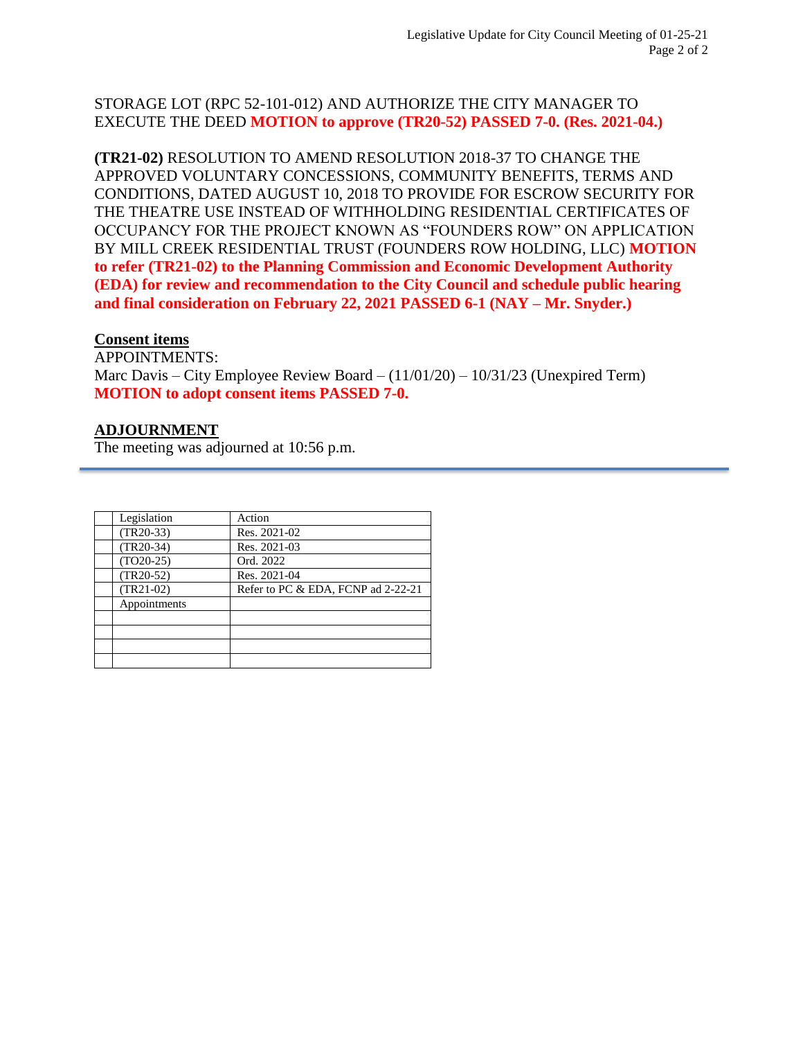STORAGE LOT (RPC 52-101-012) AND AUTHORIZE THE CITY MANAGER TO EXECUTE THE DEED **MOTION to approve (TR20-52) PASSED 7-0. (Res. 2021-04.)**

**(TR21-02)** RESOLUTION TO AMEND RESOLUTION 2018-37 TO CHANGE THE APPROVED VOLUNTARY CONCESSIONS, COMMUNITY BENEFITS, TERMS AND CONDITIONS, DATED AUGUST 10, 2018 TO PROVIDE FOR ESCROW SECURITY FOR THE THEATRE USE INSTEAD OF WITHHOLDING RESIDENTIAL CERTIFICATES OF OCCUPANCY FOR THE PROJECT KNOWN AS "FOUNDERS ROW" ON APPLICATION BY MILL CREEK RESIDENTIAL TRUST (FOUNDERS ROW HOLDING, LLC) **MOTION to refer (TR21-02) to the Planning Commission and Economic Development Authority (EDA) for review and recommendation to the City Council and schedule public hearing and final consideration on February 22, 2021 PASSED 6-1 (NAY – Mr. Snyder.)**

**Consent items**

APPOINTMENTS:
Marc Davis – City Employee Review Board – (11/01/20) – 10/31/23 (Unexpired Term)
**MOTION to adopt consent items PASSED 7-0.**

**ADJOURNMENT**

The meeting was adjourned at 10:56 p.m.

| | Legislation | Action |
|---|---|---|
| | (TR20-33) | Res. 2021-02 |
| | (TR20-34) | Res. 2021-03 |
| | (TO20-25) | Ord. 2022 |
| | (TR20-52) | Res. 2021-04 |
| | (TR21-02) | Refer to PC & EDA, FCNP ad 2-22-21 |
| | Appointments | |
| | | |
| | | |
| | | |
| | | |